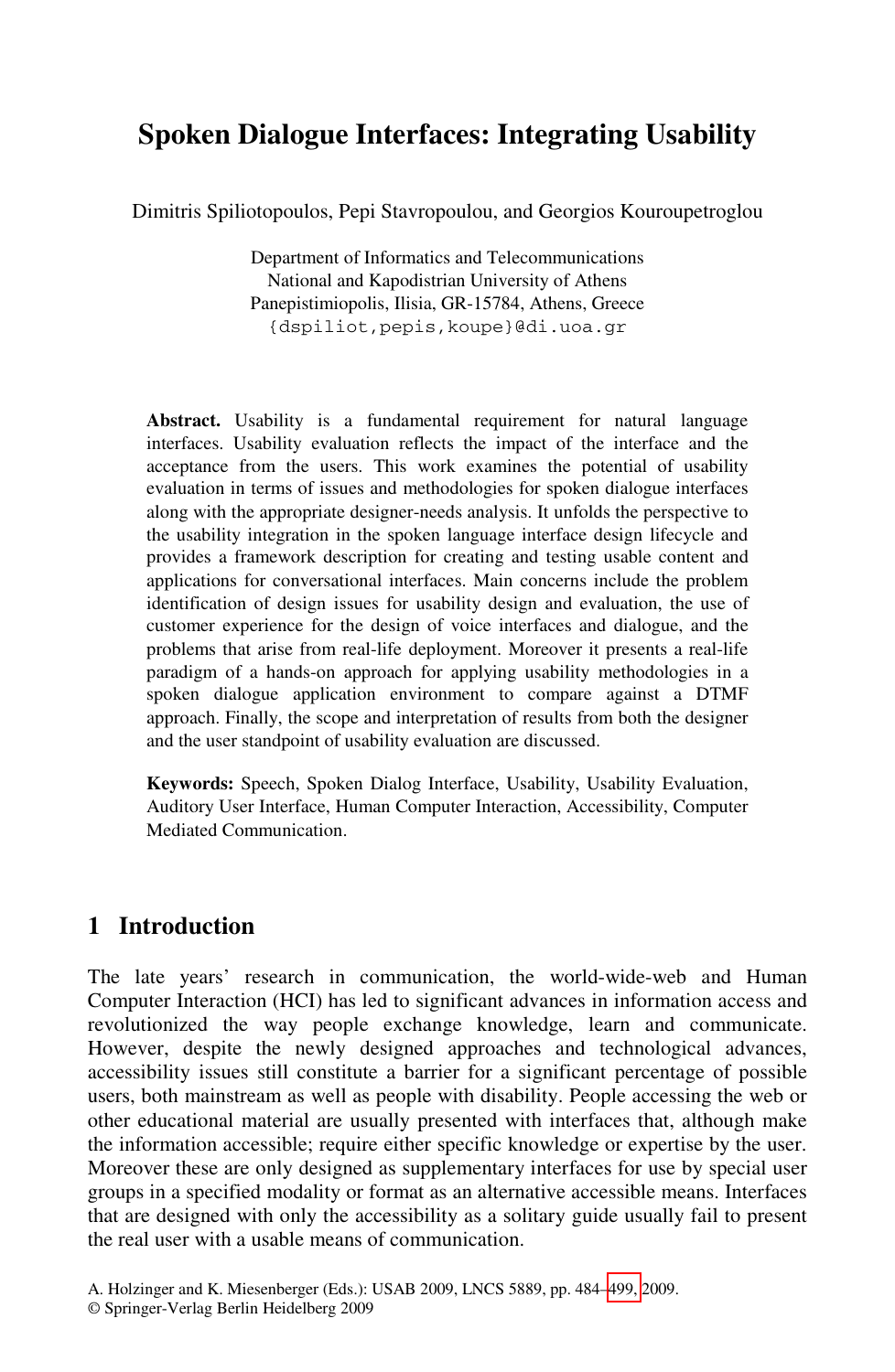# Spoken Dialogue Interfaces: Integrating Usability

Dimitris Spiliotopoulos, Pepi Stavropoulou, and Georgios Kouroupetroglou

Department of Informatics and Telecommunications
National and Kapodistrian University of Athens
Panepistimiopolis, Ilisia, GR-15784, Athens, Greece
{dspiliot,pepis,koupe}@di.uoa.gr

**Abstract.** Usability is a fundamental requirement for natural language interfaces. Usability evaluation reflects the impact of the interface and the acceptance from the users. This work examines the potential of usability evaluation in terms of issues and methodologies for spoken dialogue interfaces along with the appropriate designer-needs analysis. It unfolds the perspective to the usability integration in the spoken language interface design lifecycle and provides a framework description for creating and testing usable content and applications for conversational interfaces. Main concerns include the problem identification of design issues for usability design and evaluation, the use of customer experience for the design of voice interfaces and dialogue, and the problems that arise from real-life deployment. Moreover it presents a real-life paradigm of a hands-on approach for applying usability methodologies in a spoken dialogue application environment to compare against a DTMF approach. Finally, the scope and interpretation of results from both the designer and the user standpoint of usability evaluation are discussed.

**Keywords:** Speech, Spoken Dialog Interface, Usability, Usability Evaluation, Auditory User Interface, Human Computer Interaction, Accessibility, Computer Mediated Communication.

## 1 Introduction

The late years' research in communication, the world-wide-web and Human Computer Interaction (HCI) has led to significant advances in information access and revolutionized the way people exchange knowledge, learn and communicate. However, despite the newly designed approaches and technological advances, accessibility issues still constitute a barrier for a significant percentage of possible users, both mainstream as well as people with disability. People accessing the web or other educational material are usually presented with interfaces that, although make the information accessible; require either specific knowledge or expertise by the user. Moreover these are only designed as supplementary interfaces for use by special user groups in a specified modality or format as an alternative accessible means. Interfaces that are designed with only the accessibility as a solitary guide usually fail to present the real user with a usable means of communication.

A. Holzinger and K. Miesenberger (Eds.): USAB 2009, LNCS 5889, pp. 484–499, 2009.
© Springer-Verlag Berlin Heidelberg 2009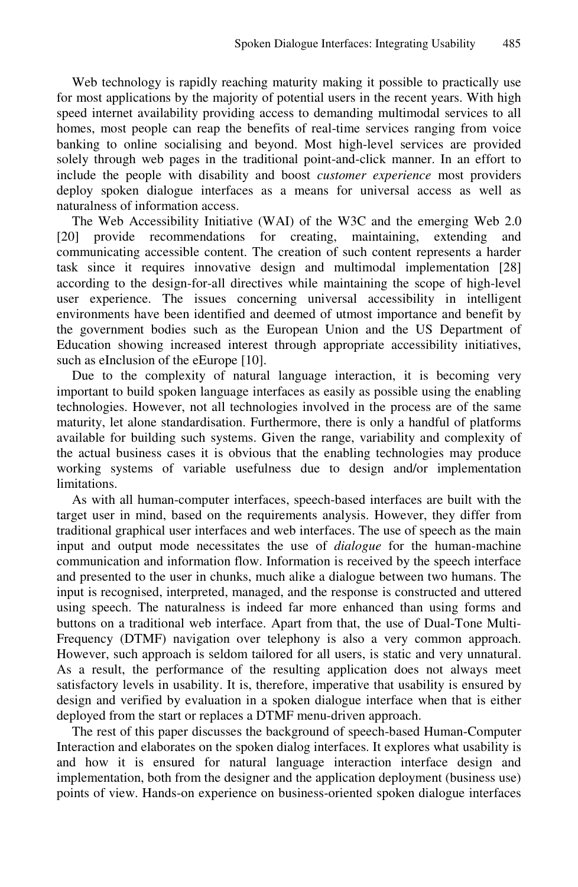Web technology is rapidly reaching maturity making it possible to practically use for most applications by the majority of potential users in the recent years. With high speed internet availability providing access to demanding multimodal services to all homes, most people can reap the benefits of real-time services ranging from voice banking to online socialising and beyond. Most high-level services are provided solely through web pages in the traditional point-and-click manner. In an effort to include the people with disability and boost *customer experience* most providers deploy spoken dialogue interfaces as a means for universal access as well as naturalness of information access.

The Web Accessibility Initiative (WAI) of the W3C and the emerging Web 2.0 [20] provide recommendations for creating, maintaining, extending and communicating accessible content. The creation of such content represents a harder task since it requires innovative design and multimodal implementation [28] according to the design-for-all directives while maintaining the scope of high-level user experience. The issues concerning universal accessibility in intelligent environments have been identified and deemed of utmost importance and benefit by the government bodies such as the European Union and the US Department of Education showing increased interest through appropriate accessibility initiatives, such as eInclusion of the eEurope [10].

Due to the complexity of natural language interaction, it is becoming very important to build spoken language interfaces as easily as possible using the enabling technologies. However, not all technologies involved in the process are of the same maturity, let alone standardisation. Furthermore, there is only a handful of platforms available for building such systems. Given the range, variability and complexity of the actual business cases it is obvious that the enabling technologies may produce working systems of variable usefulness due to design and/or implementation limitations.

As with all human-computer interfaces, speech-based interfaces are built with the target user in mind, based on the requirements analysis. However, they differ from traditional graphical user interfaces and web interfaces. The use of speech as the main input and output mode necessitates the use of *dialogue* for the human-machine communication and information flow. Information is received by the speech interface and presented to the user in chunks, much alike a dialogue between two humans. The input is recognised, interpreted, managed, and the response is constructed and uttered using speech. The naturalness is indeed far more enhanced than using forms and buttons on a traditional web interface. Apart from that, the use of Dual-Tone Multi-Frequency (DTMF) navigation over telephony is also a very common approach. However, such approach is seldom tailored for all users, is static and very unnatural. As a result, the performance of the resulting application does not always meet satisfactory levels in usability. It is, therefore, imperative that usability is ensured by design and verified by evaluation in a spoken dialogue interface when that is either deployed from the start or replaces a DTMF menu-driven approach.

The rest of this paper discusses the background of speech-based Human-Computer Interaction and elaborates on the spoken dialog interfaces. It explores what usability is and how it is ensured for natural language interaction interface design and implementation, both from the designer and the application deployment (business use) points of view. Hands-on experience on business-oriented spoken dialogue interfaces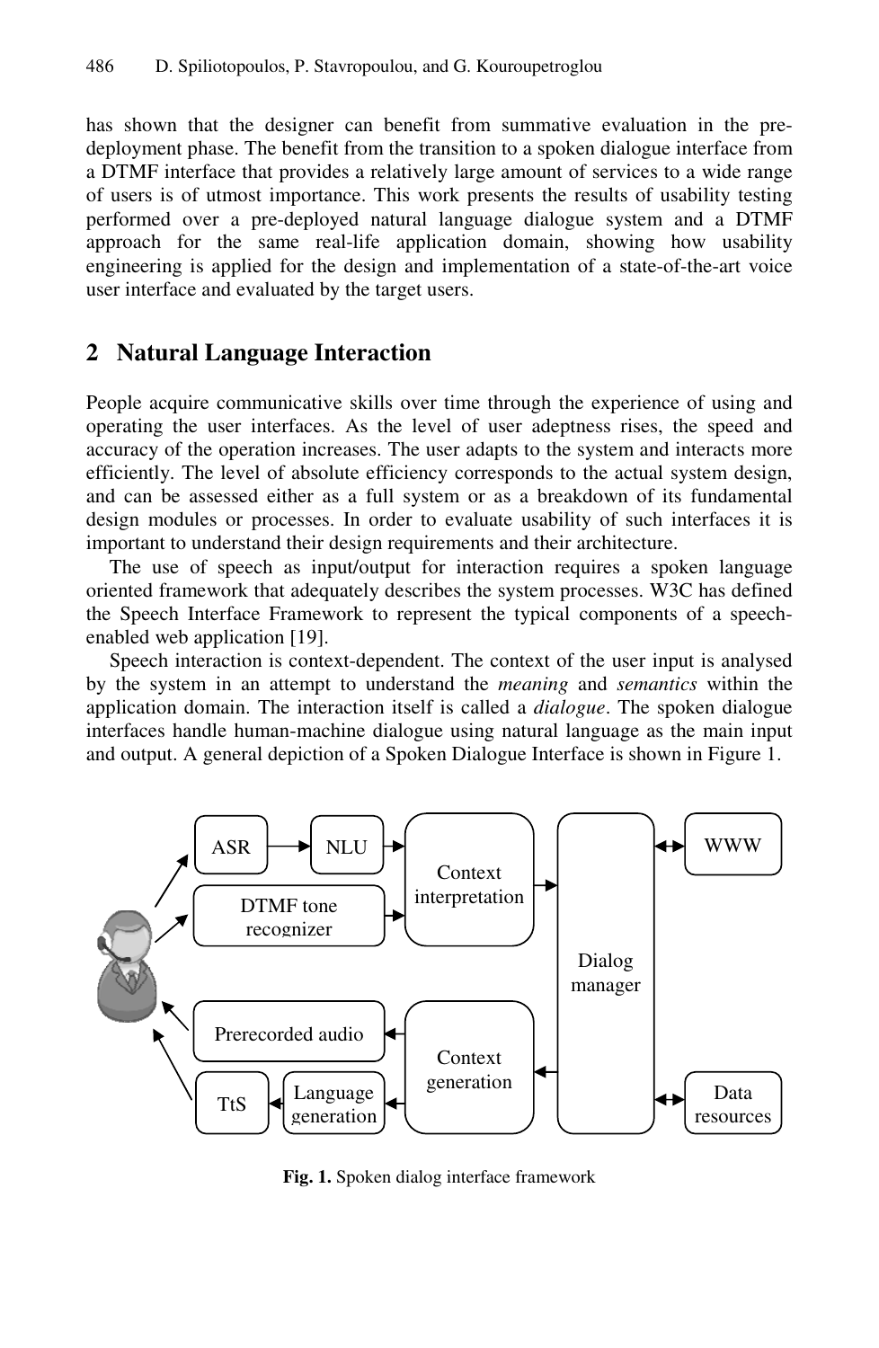has shown that the designer can benefit from summative evaluation in the pre-deployment phase. The benefit from the transition to a spoken dialogue interface from a DTMF interface that provides a relatively large amount of services to a wide range of users is of utmost importance. This work presents the results of usability testing performed over a pre-deployed natural language dialogue system and a DTMF approach for the same real-life application domain, showing how usability engineering is applied for the design and implementation of a state-of-the-art voice user interface and evaluated by the target users.

## 2 Natural Language Interaction

People acquire communicative skills over time through the experience of using and operating the user interfaces. As the level of user adeptness rises, the speed and accuracy of the operation increases. The user adapts to the system and interacts more efficiently. The level of absolute efficiency corresponds to the actual system design, and can be assessed either as a full system or as a breakdown of its fundamental design modules or processes. In order to evaluate usability of such interfaces it is important to understand their design requirements and their architecture.

The use of speech as input/output for interaction requires a spoken language oriented framework that adequately describes the system processes. W3C has defined the Speech Interface Framework to represent the typical components of a speech-enabled web application [19].

Speech interaction is context-dependent. The context of the user input is analysed by the system in an attempt to understand the *meaning* and *semantics* within the application domain. The interaction itself is called a *dialogue*. The spoken dialogue interfaces handle human-machine dialogue using natural language as the main input and output. A general depiction of a Spoken Dialogue Interface is shown in Figure 1.

**Fig. 1.** Spoken dialog interface framework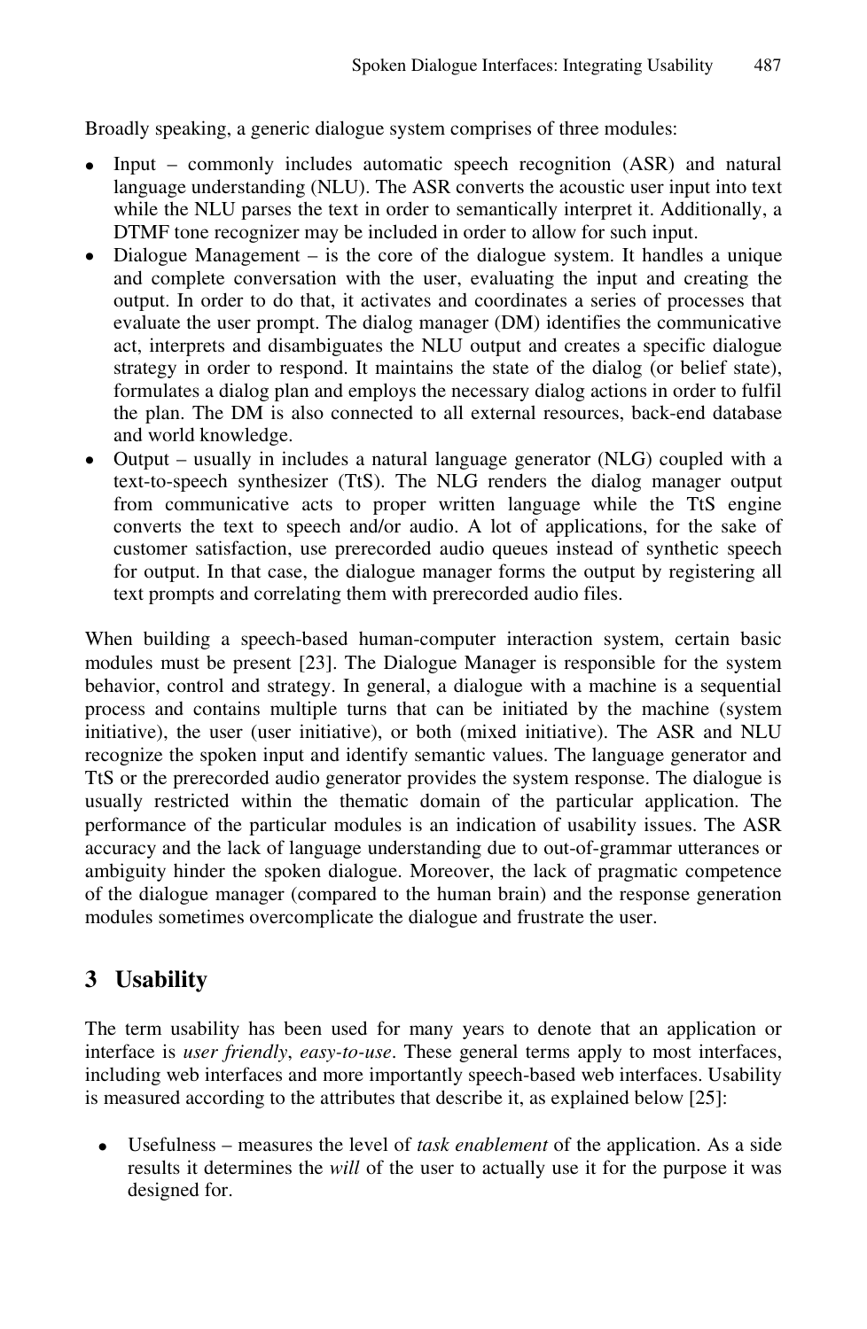Broadly speaking, a generic dialogue system comprises of three modules:

- Input – commonly includes automatic speech recognition (ASR) and natural language understanding (NLU). The ASR converts the acoustic user input into text while the NLU parses the text in order to semantically interpret it. Additionally, a DTMF tone recognizer may be included in order to allow for such input.
- Dialogue Management – is the core of the dialogue system. It handles a unique and complete conversation with the user, evaluating the input and creating the output. In order to do that, it activates and coordinates a series of processes that evaluate the user prompt. The dialog manager (DM) identifies the communicative act, interprets and disambiguates the NLU output and creates a specific dialogue strategy in order to respond. It maintains the state of the dialog (or belief state), formulates a dialog plan and employs the necessary dialog actions in order to fulfil the plan. The DM is also connected to all external resources, back-end database and world knowledge.
- Output – usually in includes a natural language generator (NLG) coupled with a text-to-speech synthesizer (TtS). The NLG renders the dialog manager output from communicative acts to proper written language while the TtS engine converts the text to speech and/or audio. A lot of applications, for the sake of customer satisfaction, use prerecorded audio queues instead of synthetic speech for output. In that case, the dialogue manager forms the output by registering all text prompts and correlating them with prerecorded audio files.

When building a speech-based human-computer interaction system, certain basic modules must be present [23]. The Dialogue Manager is responsible for the system behavior, control and strategy. In general, a dialogue with a machine is a sequential process and contains multiple turns that can be initiated by the machine (system initiative), the user (user initiative), or both (mixed initiative). The ASR and NLU recognize the spoken input and identify semantic values. The language generator and TtS or the prerecorded audio generator provides the system response. The dialogue is usually restricted within the thematic domain of the particular application. The performance of the particular modules is an indication of usability issues. The ASR accuracy and the lack of language understanding due to out-of-grammar utterances or ambiguity hinder the spoken dialogue. Moreover, the lack of pragmatic competence of the dialogue manager (compared to the human brain) and the response generation modules sometimes overcomplicate the dialogue and frustrate the user.

## 3 Usability

The term usability has been used for many years to denote that an application or interface is *user friendly*, *easy-to-use*. These general terms apply to most interfaces, including web interfaces and more importantly speech-based web interfaces. Usability is measured according to the attributes that describe it, as explained below [25]:

- Usefulness – measures the level of *task enablement* of the application. As a side results it determines the *will* of the user to actually use it for the purpose it was designed for.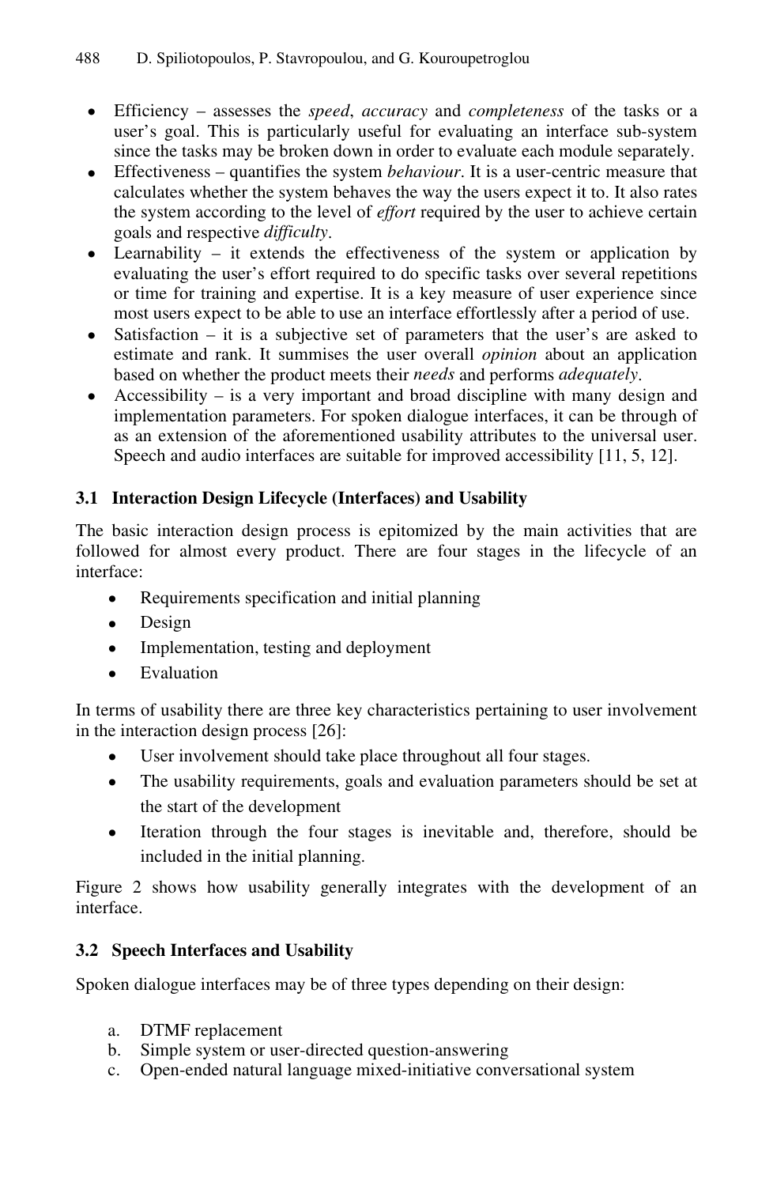- Efficiency – assesses the *speed*, *accuracy* and *completeness* of the tasks or a user's goal. This is particularly useful for evaluating an interface sub-system since the tasks may be broken down in order to evaluate each module separately.
- Effectiveness – quantifies the system *behaviour*. It is a user-centric measure that calculates whether the system behaves the way the users expect it to. It also rates the system according to the level of *effort* required by the user to achieve certain goals and respective *difficulty*.
- Learnability – it extends the effectiveness of the system or application by evaluating the user's effort required to do specific tasks over several repetitions or time for training and expertise. It is a key measure of user experience since most users expect to be able to use an interface effortlessly after a period of use.
- Satisfaction – it is a subjective set of parameters that the user's are asked to estimate and rank. It summises the user overall *opinion* about an application based on whether the product meets their *needs* and performs *adequately*.
- Accessibility – is a very important and broad discipline with many design and implementation parameters. For spoken dialogue interfaces, it can be through of as an extension of the aforementioned usability attributes to the universal user. Speech and audio interfaces are suitable for improved accessibility [11, 5, 12].

### 3.1 Interaction Design Lifecycle (Interfaces) and Usability

The basic interaction design process is epitomized by the main activities that are followed for almost every product. There are four stages in the lifecycle of an interface:

- Requirements specification and initial planning
- Design
- Implementation, testing and deployment
- Evaluation

In terms of usability there are three key characteristics pertaining to user involvement in the interaction design process [26]:

- User involvement should take place throughout all four stages.
- The usability requirements, goals and evaluation parameters should be set at the start of the development
- Iteration through the four stages is inevitable and, therefore, should be included in the initial planning.

Figure 2 shows how usability generally integrates with the development of an interface.

### 3.2 Speech Interfaces and Usability

Spoken dialogue interfaces may be of three types depending on their design:

a. DTMF replacement
b. Simple system or user-directed question-answering
c. Open-ended natural language mixed-initiative conversational system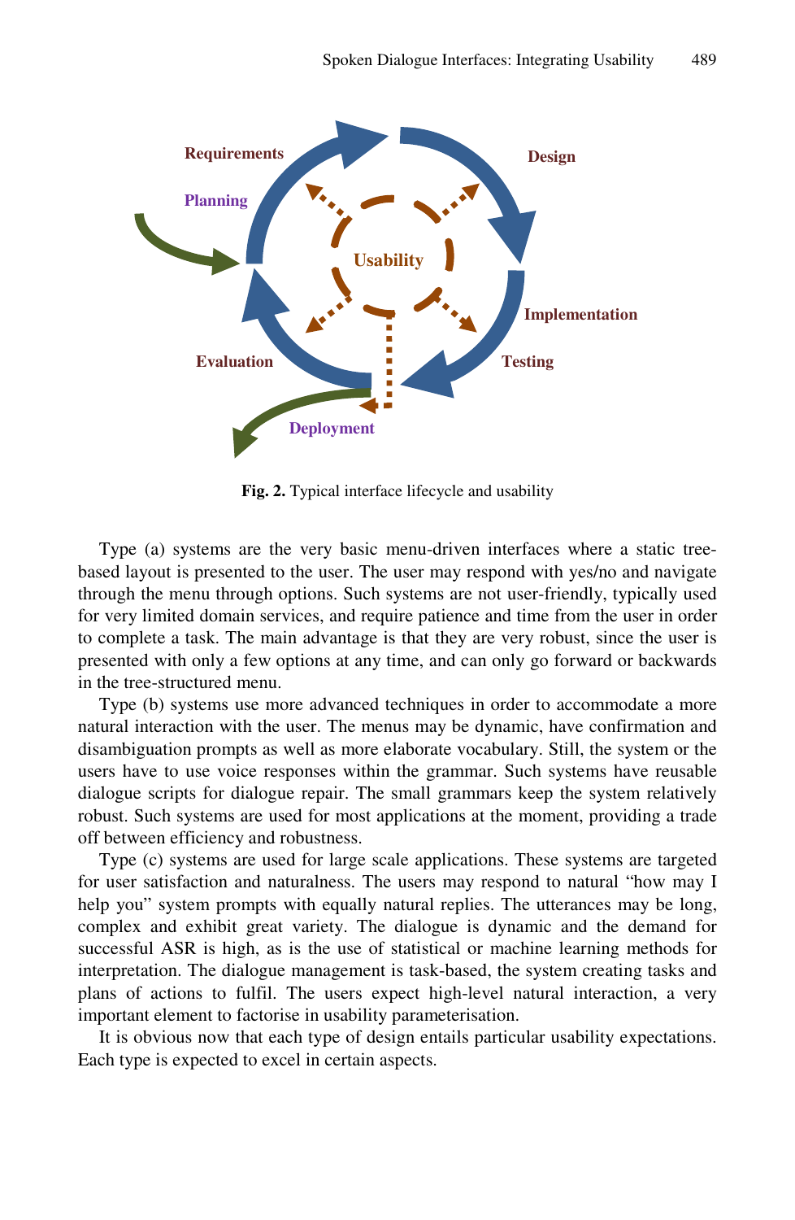Fig. 2. Typical interface lifecycle and usability

Type (a) systems are the very basic menu-driven interfaces where a static tree-based layout is presented to the user. The user may respond with yes/no and navigate through the menu through options. Such systems are not user-friendly, typically used for very limited domain services, and require patience and time from the user in order to complete a task. The main advantage is that they are very robust, since the user is presented with only a few options at any time, and can only go forward or backwards in the tree-structured menu.

Type (b) systems use more advanced techniques in order to accommodate a more natural interaction with the user. The menus may be dynamic, have confirmation and disambiguation prompts as well as more elaborate vocabulary. Still, the system or the users have to use voice responses within the grammar. Such systems have reusable dialogue scripts for dialogue repair. The small grammars keep the system relatively robust. Such systems are used for most applications at the moment, providing a trade off between efficiency and robustness.

Type (c) systems are used for large scale applications. These systems are targeted for user satisfaction and naturalness. The users may respond to natural "how may I help you" system prompts with equally natural replies. The utterances may be long, complex and exhibit great variety. The dialogue is dynamic and the demand for successful ASR is high, as is the use of statistical or machine learning methods for interpretation. The dialogue management is task-based, the system creating tasks and plans of actions to fulfil. The users expect high-level natural interaction, a very important element to factorise in usability parameterisation.

It is obvious now that each type of design entails particular usability expectations. Each type is expected to excel in certain aspects.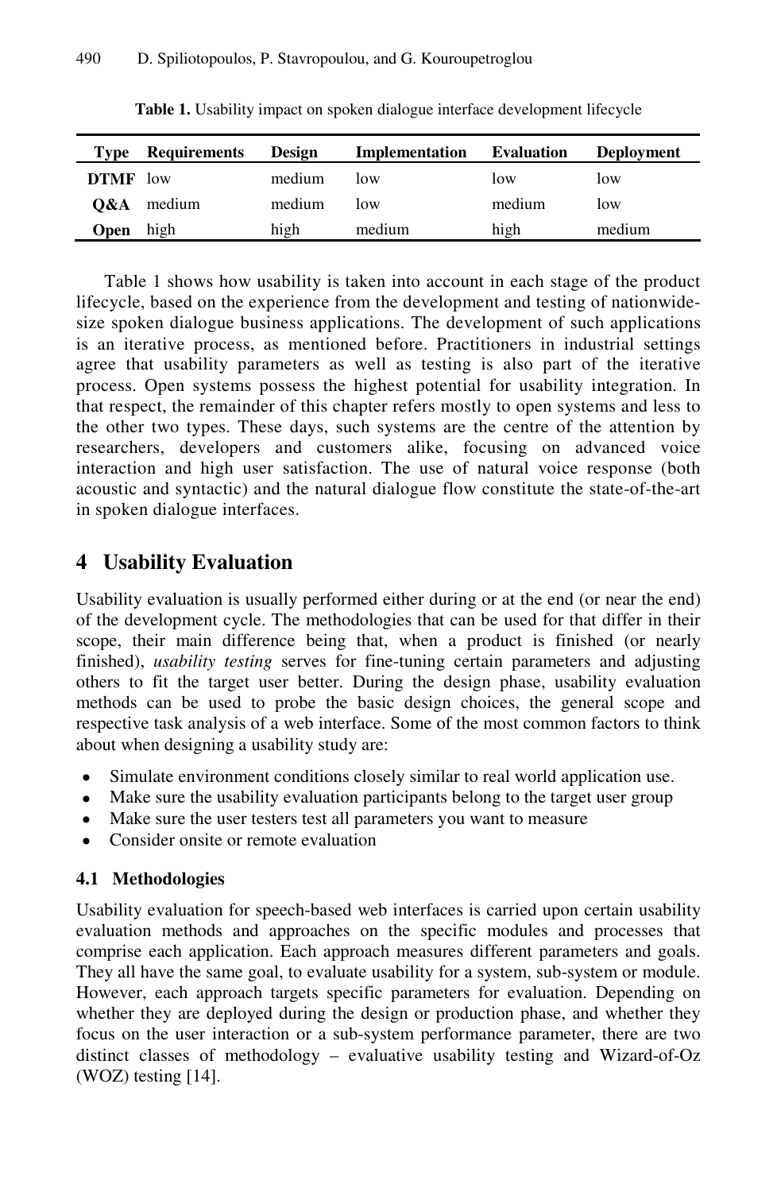**Table 1.** Usability impact on spoken dialogue interface development lifecycle

| Type | Requirements | Design | Implementation | Evaluation | Deployment |
|---|---|---|---|---|---|
| **DTMF** | low | medium | low | low | low |
| **Q&A** | medium | medium | low | medium | low |
| **Open** | high | high | medium | high | medium |

Table 1 shows how usability is taken into account in each stage of the product lifecycle, based on the experience from the development and testing of nationwide-size spoken dialogue business applications. The development of such applications is an iterative process, as mentioned before. Practitioners in industrial settings agree that usability parameters as well as testing is also part of the iterative process. Open systems possess the highest potential for usability integration. In that respect, the remainder of this chapter refers mostly to open systems and less to the other two types. These days, such systems are the centre of the attention by researchers, developers and customers alike, focusing on advanced voice interaction and high user satisfaction. The use of natural voice response (both acoustic and syntactic) and the natural dialogue flow constitute the state-of-the-art in spoken dialogue interfaces.

## 4 Usability Evaluation

Usability evaluation is usually performed either during or at the end (or near the end) of the development cycle. The methodologies that can be used for that differ in their scope, their main difference being that, when a product is finished (or nearly finished), *usability testing* serves for fine-tuning certain parameters and adjusting others to fit the target user better. During the design phase, usability evaluation methods can be used to probe the basic design choices, the general scope and respective task analysis of a web interface. Some of the most common factors to think about when designing a usability study are:

- Simulate environment conditions closely similar to real world application use.
- Make sure the usability evaluation participants belong to the target user group
- Make sure the user testers test all parameters you want to measure
- Consider onsite or remote evaluation

### 4.1 Methodologies

Usability evaluation for speech-based web interfaces is carried upon certain usability evaluation methods and approaches on the specific modules and processes that comprise each application. Each approach measures different parameters and goals. They all have the same goal, to evaluate usability for a system, sub-system or module. However, each approach targets specific parameters for evaluation. Depending on whether they are deployed during the design or production phase, and whether they focus on the user interaction or a sub-system performance parameter, there are two distinct classes of methodology – evaluative usability testing and Wizard-of-Oz (WOZ) testing [14].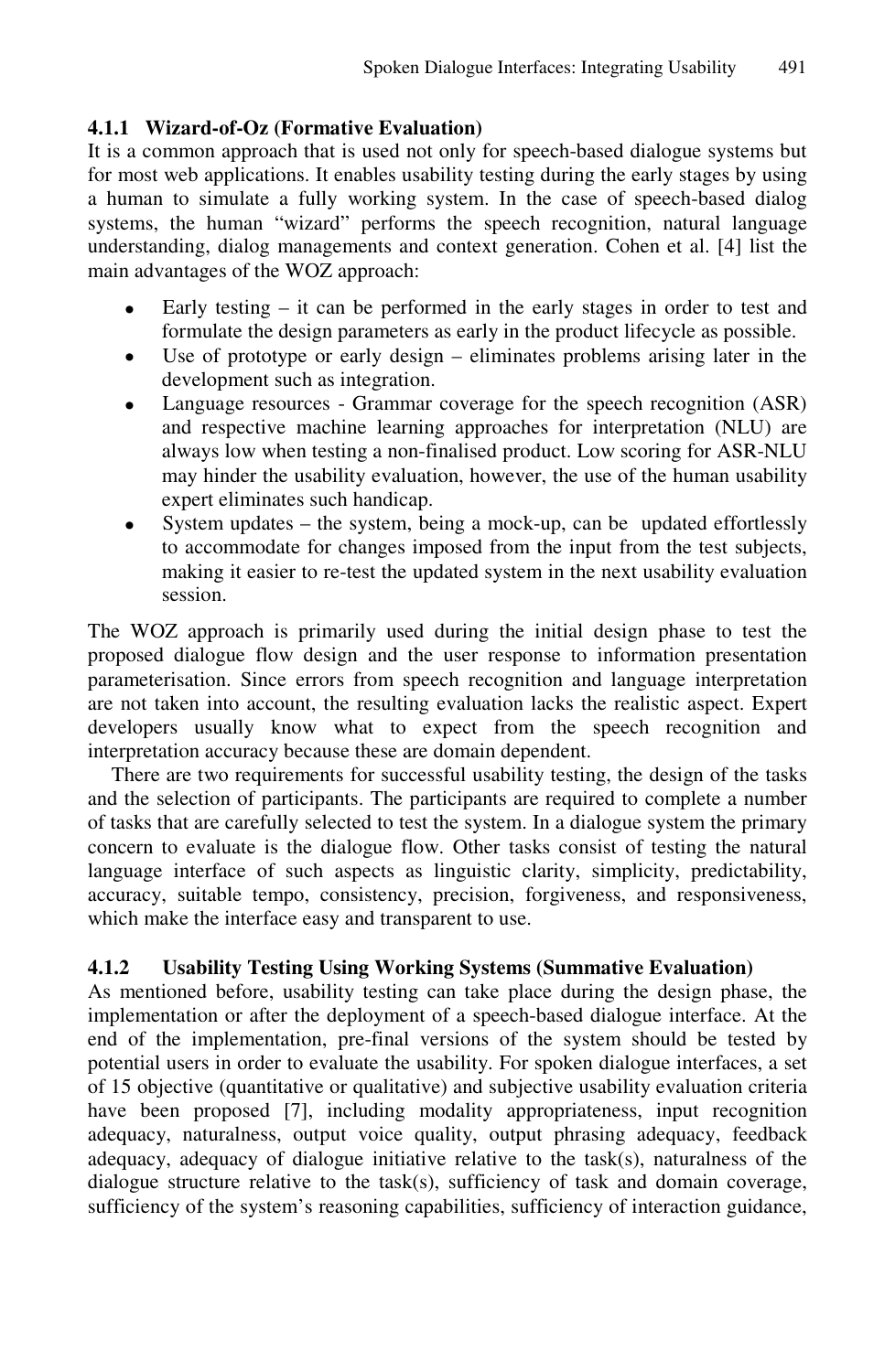#### 4.1.1 Wizard-of-Oz (Formative Evaluation)

It is a common approach that is used not only for speech-based dialogue systems but for most web applications. It enables usability testing during the early stages by using a human to simulate a fully working system. In the case of speech-based dialog systems, the human "wizard" performs the speech recognition, natural language understanding, dialog managements and context generation. Cohen et al. [4] list the main advantages of the WOZ approach:

- Early testing – it can be performed in the early stages in order to test and formulate the design parameters as early in the product lifecycle as possible.
- Use of prototype or early design – eliminates problems arising later in the development such as integration.
- Language resources - Grammar coverage for the speech recognition (ASR) and respective machine learning approaches for interpretation (NLU) are always low when testing a non-finalised product. Low scoring for ASR-NLU may hinder the usability evaluation, however, the use of the human usability expert eliminates such handicap.
- System updates – the system, being a mock-up, can be updated effortlessly to accommodate for changes imposed from the input from the test subjects, making it easier to re-test the updated system in the next usability evaluation session.

The WOZ approach is primarily used during the initial design phase to test the proposed dialogue flow design and the user response to information presentation parameterisation. Since errors from speech recognition and language interpretation are not taken into account, the resulting evaluation lacks the realistic aspect. Expert developers usually know what to expect from the speech recognition and interpretation accuracy because these are domain dependent.

There are two requirements for successful usability testing, the design of the tasks and the selection of participants. The participants are required to complete a number of tasks that are carefully selected to test the system. In a dialogue system the primary concern to evaluate is the dialogue flow. Other tasks consist of testing the natural language interface of such aspects as linguistic clarity, simplicity, predictability, accuracy, suitable tempo, consistency, precision, forgiveness, and responsiveness, which make the interface easy and transparent to use.

#### 4.1.2 Usability Testing Using Working Systems (Summative Evaluation)

As mentioned before, usability testing can take place during the design phase, the implementation or after the deployment of a speech-based dialogue interface. At the end of the implementation, pre-final versions of the system should be tested by potential users in order to evaluate the usability. For spoken dialogue interfaces, a set of 15 objective (quantitative or qualitative) and subjective usability evaluation criteria have been proposed [7], including modality appropriateness, input recognition adequacy, naturalness, output voice quality, output phrasing adequacy, feedback adequacy, adequacy of dialogue initiative relative to the task(s), naturalness of the dialogue structure relative to the task(s), sufficiency of task and domain coverage, sufficiency of the system's reasoning capabilities, sufficiency of interaction guidance,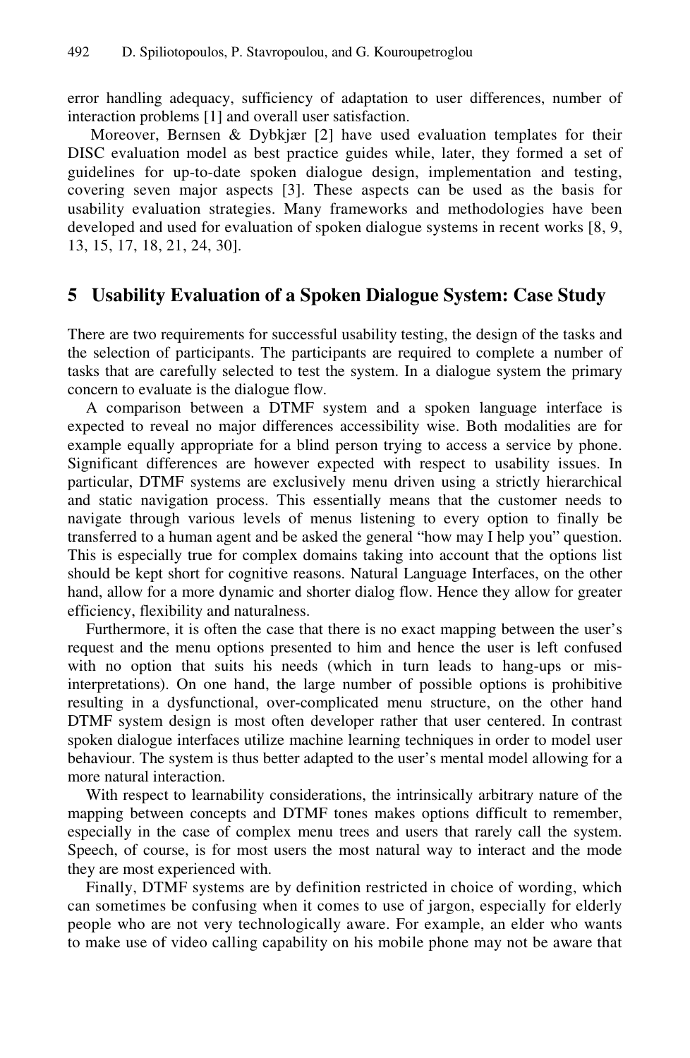error handling adequacy, sufficiency of adaptation to user differences, number of interaction problems [1] and overall user satisfaction.

Moreover, Bernsen & Dybkjær [2] have used evaluation templates for their DISC evaluation model as best practice guides while, later, they formed a set of guidelines for up-to-date spoken dialogue design, implementation and testing, covering seven major aspects [3]. These aspects can be used as the basis for usability evaluation strategies. Many frameworks and methodologies have been developed and used for evaluation of spoken dialogue systems in recent works [8, 9, 13, 15, 17, 18, 21, 24, 30].

## 5 Usability Evaluation of a Spoken Dialogue System: Case Study

There are two requirements for successful usability testing, the design of the tasks and the selection of participants. The participants are required to complete a number of tasks that are carefully selected to test the system. In a dialogue system the primary concern to evaluate is the dialogue flow.

A comparison between a DTMF system and a spoken language interface is expected to reveal no major differences accessibility wise. Both modalities are for example equally appropriate for a blind person trying to access a service by phone. Significant differences are however expected with respect to usability issues. In particular, DTMF systems are exclusively menu driven using a strictly hierarchical and static navigation process. This essentially means that the customer needs to navigate through various levels of menus listening to every option to finally be transferred to a human agent and be asked the general "how may I help you" question. This is especially true for complex domains taking into account that the options list should be kept short for cognitive reasons. Natural Language Interfaces, on the other hand, allow for a more dynamic and shorter dialog flow. Hence they allow for greater efficiency, flexibility and naturalness.

Furthermore, it is often the case that there is no exact mapping between the user's request and the menu options presented to him and hence the user is left confused with no option that suits his needs (which in turn leads to hang-ups or mis-interpretations). On one hand, the large number of possible options is prohibitive resulting in a dysfunctional, over-complicated menu structure, on the other hand DTMF system design is most often developer rather that user centered. In contrast spoken dialogue interfaces utilize machine learning techniques in order to model user behaviour. The system is thus better adapted to the user's mental model allowing for a more natural interaction.

With respect to learnability considerations, the intrinsically arbitrary nature of the mapping between concepts and DTMF tones makes options difficult to remember, especially in the case of complex menu trees and users that rarely call the system. Speech, of course, is for most users the most natural way to interact and the mode they are most experienced with.

Finally, DTMF systems are by definition restricted in choice of wording, which can sometimes be confusing when it comes to use of jargon, especially for elderly people who are not very technologically aware. For example, an elder who wants to make use of video calling capability on his mobile phone may not be aware that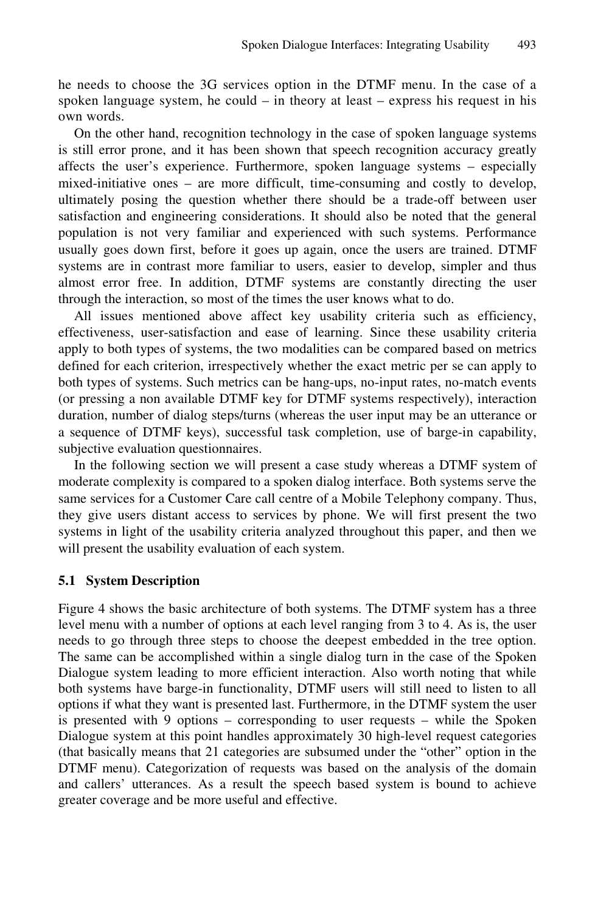he needs to choose the 3G services option in the DTMF menu. In the case of a spoken language system, he could – in theory at least – express his request in his own words.

On the other hand, recognition technology in the case of spoken language systems is still error prone, and it has been shown that speech recognition accuracy greatly affects the user's experience. Furthermore, spoken language systems – especially mixed-initiative ones – are more difficult, time-consuming and costly to develop, ultimately posing the question whether there should be a trade-off between user satisfaction and engineering considerations. It should also be noted that the general population is not very familiar and experienced with such systems. Performance usually goes down first, before it goes up again, once the users are trained. DTMF systems are in contrast more familiar to users, easier to develop, simpler and thus almost error free. In addition, DTMF systems are constantly directing the user through the interaction, so most of the times the user knows what to do.

All issues mentioned above affect key usability criteria such as efficiency, effectiveness, user-satisfaction and ease of learning. Since these usability criteria apply to both types of systems, the two modalities can be compared based on metrics defined for each criterion, irrespectively whether the exact metric per se can apply to both types of systems. Such metrics can be hang-ups, no-input rates, no-match events (or pressing a non available DTMF key for DTMF systems respectively), interaction duration, number of dialog steps/turns (whereas the user input may be an utterance or a sequence of DTMF keys), successful task completion, use of barge-in capability, subjective evaluation questionnaires.

In the following section we will present a case study whereas a DTMF system of moderate complexity is compared to a spoken dialog interface. Both systems serve the same services for a Customer Care call centre of a Mobile Telephony company. Thus, they give users distant access to services by phone. We will first present the two systems in light of the usability criteria analyzed throughout this paper, and then we will present the usability evaluation of each system.

### 5.1 System Description

Figure 4 shows the basic architecture of both systems. The DTMF system has a three level menu with a number of options at each level ranging from 3 to 4. As is, the user needs to go through three steps to choose the deepest embedded in the tree option. The same can be accomplished within a single dialog turn in the case of the Spoken Dialogue system leading to more efficient interaction. Also worth noting that while both systems have barge-in functionality, DTMF users will still need to listen to all options if what they want is presented last. Furthermore, in the DTMF system the user is presented with 9 options – corresponding to user requests – while the Spoken Dialogue system at this point handles approximately 30 high-level request categories (that basically means that 21 categories are subsumed under the "other" option in the DTMF menu). Categorization of requests was based on the analysis of the domain and callers' utterances. As a result the speech based system is bound to achieve greater coverage and be more useful and effective.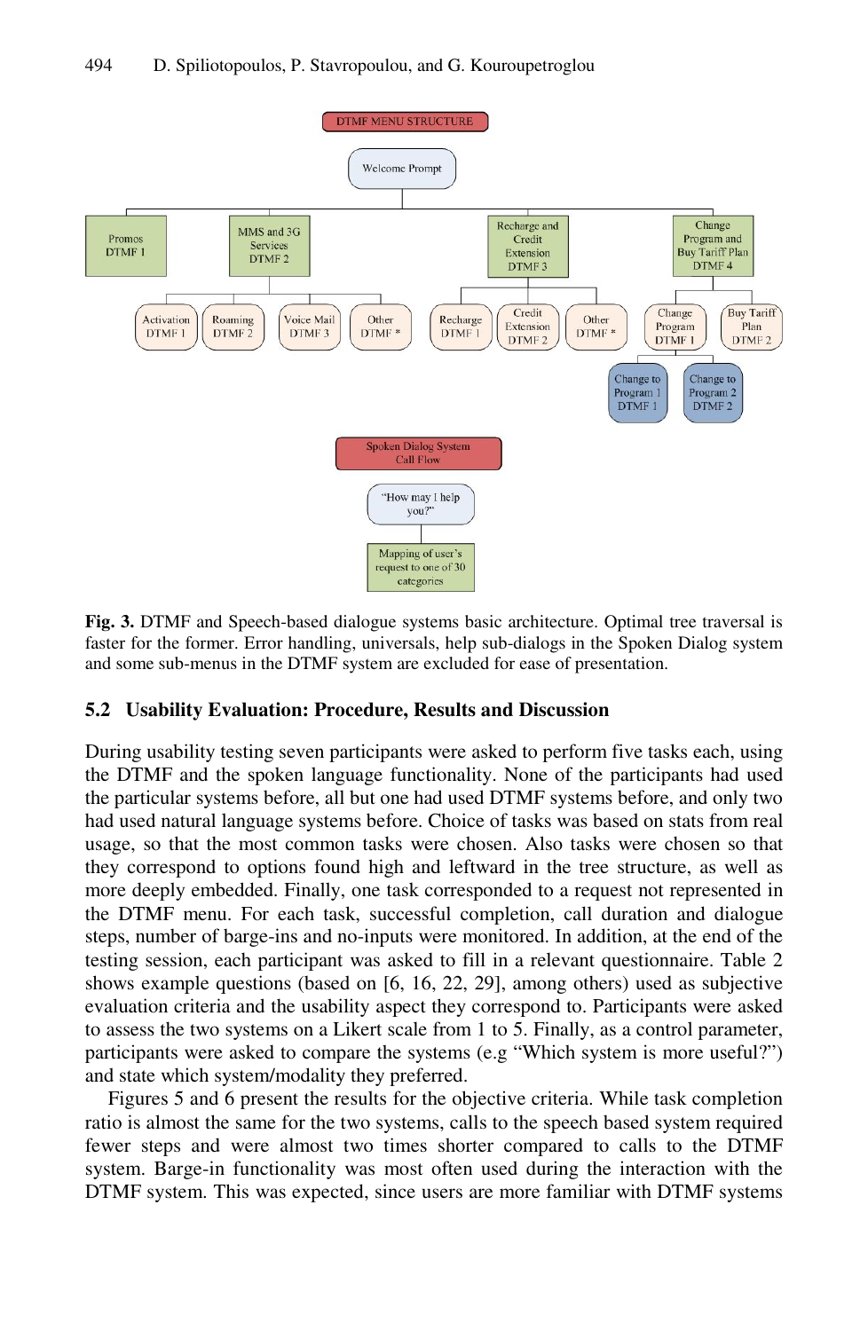DTMF MENU STRUCTURE

Welcome Prompt

Promos DTMF 1

MMS and 3G Services DTMF 2

Recharge and Credit Extension DTMF 3

Change Program and Buy Tariff Plan DTMF 4

Activation DTMF 1

Roaming DTMF 2

Voice Mail DTMF 3

Other DTMF *

Recharge DTMF 1

Credit Extension DTMF 2

Other DTMF *

Change Program DTMF 1

Buy Tariff Plan DTMF 2

Change to Program 1 DTMF 1

Change to Program 2 DTMF 2

Spoken Dialog System Call Flow

"How may I help you?"

Mapping of user's request to one of 30 categories

**Fig. 3.** DTMF and Speech-based dialogue systems basic architecture. Optimal tree traversal is faster for the former. Error handling, universals, help sub-dialogs in the Spoken Dialog system and some sub-menus in the DTMF system are excluded for ease of presentation.

### 5.2 Usability Evaluation: Procedure, Results and Discussion

During usability testing seven participants were asked to perform five tasks each, using the DTMF and the spoken language functionality. None of the participants had used the particular systems before, all but one had used DTMF systems before, and only two had used natural language systems before. Choice of tasks was based on stats from real usage, so that the most common tasks were chosen. Also tasks were chosen so that they correspond to options found high and leftward in the tree structure, as well as more deeply embedded. Finally, one task corresponded to a request not represented in the DTMF menu. For each task, successful completion, call duration and dialogue steps, number of barge-ins and no-inputs were monitored. In addition, at the end of the testing session, each participant was asked to fill in a relevant questionnaire. Table 2 shows example questions (based on [6, 16, 22, 29], among others) used as subjective evaluation criteria and the usability aspect they correspond to. Participants were asked to assess the two systems on a Likert scale from 1 to 5. Finally, as a control parameter, participants were asked to compare the systems (e.g "Which system is more useful?") and state which system/modality they preferred.

Figures 5 and 6 present the results for the objective criteria. While task completion ratio is almost the same for the two systems, calls to the speech based system required fewer steps and were almost two times shorter compared to calls to the DTMF system. Barge-in functionality was most often used during the interaction with the DTMF system. This was expected, since users are more familiar with DTMF systems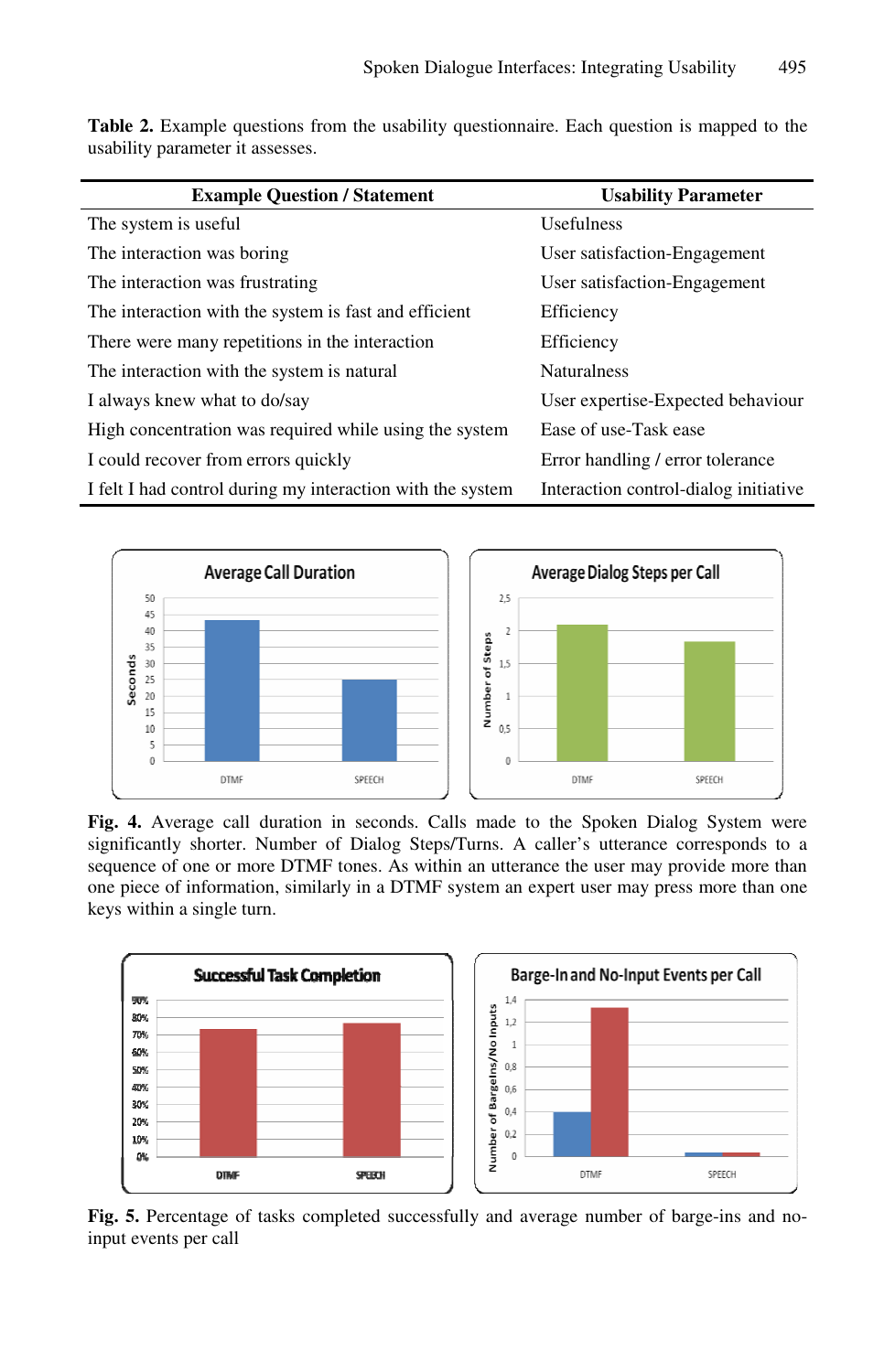**Table 2.** Example questions from the usability questionnaire. Each question is mapped to the usability parameter it assesses.

| Example Question / Statement | Usability Parameter |
|---|---|
| The system is useful | Usefulness |
| The interaction was boring | User satisfaction-Engagement |
| The interaction was frustrating | User satisfaction-Engagement |
| The interaction with the system is fast and efficient | Efficiency |
| There were many repetitions in the interaction | Efficiency |
| The interaction with the system is natural | Naturalness |
| I always knew what to do/say | User expertise-Expected behaviour |
| High concentration was required while using the system | Ease of use-Task ease |
| I could recover from errors quickly | Error handling / error tolerance |
| I felt I had control during my interaction with the system | Interaction control-dialog initiative |

**Fig. 4.** Average call duration in seconds. Calls made to the Spoken Dialog System were significantly shorter. Number of Dialog Steps/Turns. A caller's utterance corresponds to a sequence of one or more DTMF tones. As within an utterance the user may provide more than one piece of information, similarly in a DTMF system an expert user may press more than one keys within a single turn.

**Fig. 5.** Percentage of tasks completed successfully and average number of barge-ins and no-input events per call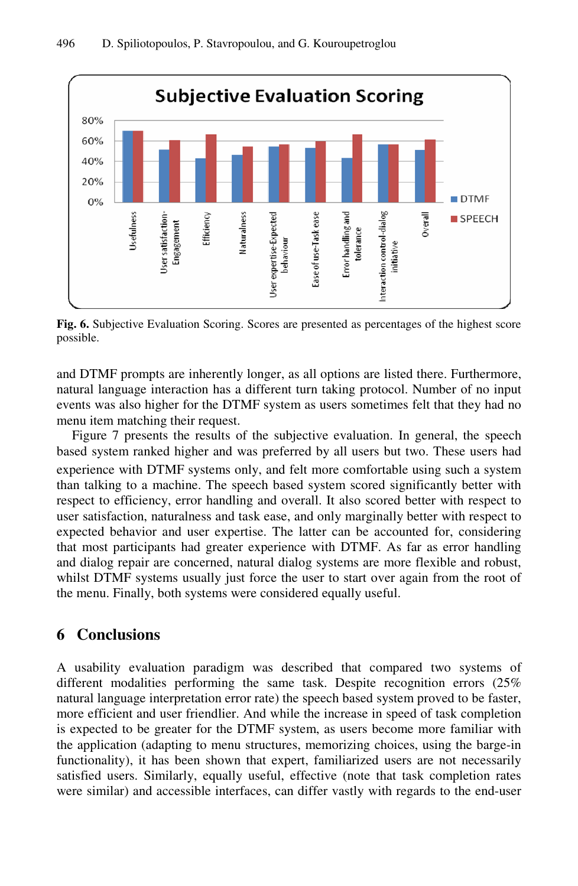Fig. 6. Subjective Evaluation Scoring. Scores are presented as percentages of the highest score possible.

and DTMF prompts are inherently longer, as all options are listed there. Furthermore, natural language interaction has a different turn taking protocol. Number of no input events was also higher for the DTMF system as users sometimes felt that they had no menu item matching their request.

Figure 7 presents the results of the subjective evaluation. In general, the speech based system ranked higher and was preferred by all users but two. These users had experience with DTMF systems only, and felt more comfortable using such a system than talking to a machine. The speech based system scored significantly better with respect to efficiency, error handling and overall. It also scored better with respect to user satisfaction, naturalness and task ease, and only marginally better with respect to expected behavior and user expertise. The latter can be accounted for, considering that most participants had greater experience with DTMF. As far as error handling and dialog repair are concerned, natural dialog systems are more flexible and robust, whilst DTMF systems usually just force the user to start over again from the root of the menu. Finally, both systems were considered equally useful.

## 6 Conclusions

A usability evaluation paradigm was described that compared two systems of different modalities performing the same task. Despite recognition errors (25% natural language interpretation error rate) the speech based system proved to be faster, more efficient and user friendlier. And while the increase in speed of task completion is expected to be greater for the DTMF system, as users become more familiar with the application (adapting to menu structures, memorizing choices, using the barge-in functionality), it has been shown that expert, familiarized users are not necessarily satisfied users. Similarly, equally useful, effective (note that task completion rates were similar) and accessible interfaces, can differ vastly with regards to the end-user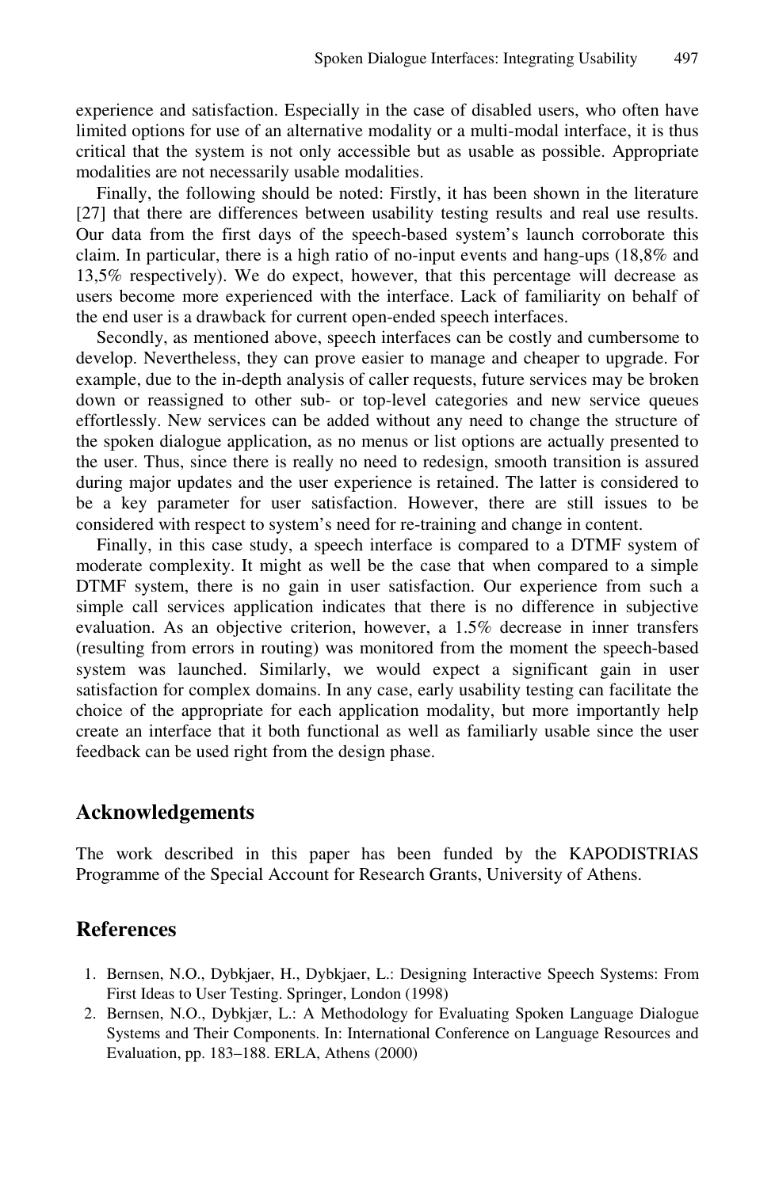experience and satisfaction. Especially in the case of disabled users, who often have limited options for use of an alternative modality or a multi-modal interface, it is thus critical that the system is not only accessible but as usable as possible. Appropriate modalities are not necessarily usable modalities.

Finally, the following should be noted: Firstly, it has been shown in the literature [27] that there are differences between usability testing results and real use results. Our data from the first days of the speech-based system's launch corroborate this claim. In particular, there is a high ratio of no-input events and hang-ups (18,8% and 13,5% respectively). We do expect, however, that this percentage will decrease as users become more experienced with the interface. Lack of familiarity on behalf of the end user is a drawback for current open-ended speech interfaces.

Secondly, as mentioned above, speech interfaces can be costly and cumbersome to develop. Nevertheless, they can prove easier to manage and cheaper to upgrade. For example, due to the in-depth analysis of caller requests, future services may be broken down or reassigned to other sub- or top-level categories and new service queues effortlessly. New services can be added without any need to change the structure of the spoken dialogue application, as no menus or list options are actually presented to the user. Thus, since there is really no need to redesign, smooth transition is assured during major updates and the user experience is retained. The latter is considered to be a key parameter for user satisfaction. However, there are still issues to be considered with respect to system's need for re-training and change in content.

Finally, in this case study, a speech interface is compared to a DTMF system of moderate complexity. It might as well be the case that when compared to a simple DTMF system, there is no gain in user satisfaction. Our experience from such a simple call services application indicates that there is no difference in subjective evaluation. As an objective criterion, however, a 1.5% decrease in inner transfers (resulting from errors in routing) was monitored from the moment the speech-based system was launched. Similarly, we would expect a significant gain in user satisfaction for complex domains. In any case, early usability testing can facilitate the choice of the appropriate for each application modality, but more importantly help create an interface that it both functional as well as familiarly usable since the user feedback can be used right from the design phase.

## Acknowledgements

The work described in this paper has been funded by the KAPODISTRIAS Programme of the Special Account for Research Grants, University of Athens.

## References

1. Bernsen, N.O., Dybkjaer, H., Dybkjaer, L.: Designing Interactive Speech Systems: From First Ideas to User Testing. Springer, London (1998)
2. Bernsen, N.O., Dybkjær, L.: A Methodology for Evaluating Spoken Language Dialogue Systems and Their Components. In: International Conference on Language Resources and Evaluation, pp. 183–188. ERLA, Athens (2000)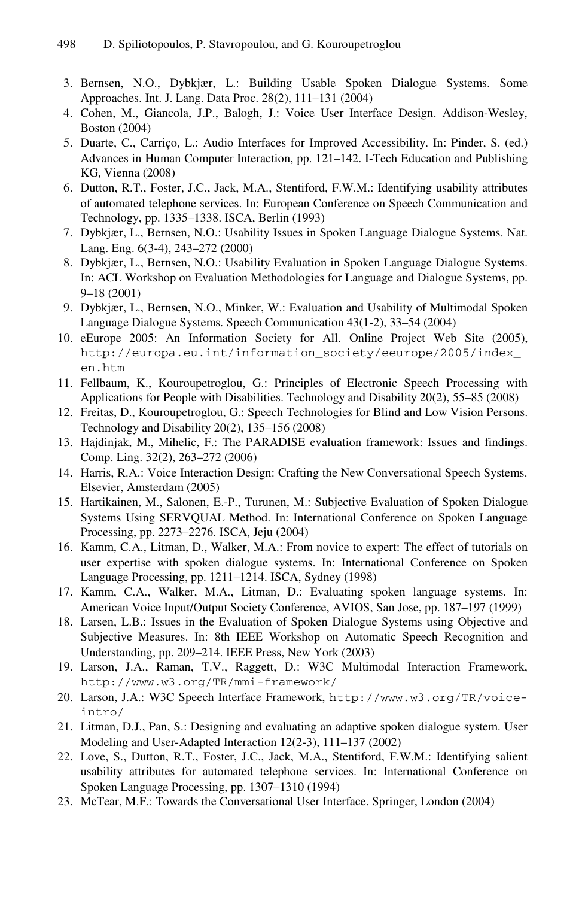3. Bernsen, N.O., Dybkjær, L.: Building Usable Spoken Dialogue Systems. Some Approaches. Int. J. Lang. Data Proc. 28(2), 111–131 (2004)
4. Cohen, M., Giancola, J.P., Balogh, J.: Voice User Interface Design. Addison-Wesley, Boston (2004)
5. Duarte, C., Carriço, L.: Audio Interfaces for Improved Accessibility. In: Pinder, S. (ed.) Advances in Human Computer Interaction, pp. 121–142. I-Tech Education and Publishing KG, Vienna (2008)
6. Dutton, R.T., Foster, J.C., Jack, M.A., Stentiford, F.W.M.: Identifying usability attributes of automated telephone services. In: European Conference on Speech Communication and Technology, pp. 1335–1338. ISCA, Berlin (1993)
7. Dybkjær, L., Bernsen, N.O.: Usability Issues in Spoken Language Dialogue Systems. Nat. Lang. Eng. 6(3-4), 243–272 (2000)
8. Dybkjær, L., Bernsen, N.O.: Usability Evaluation in Spoken Language Dialogue Systems. In: ACL Workshop on Evaluation Methodologies for Language and Dialogue Systems, pp. 9–18 (2001)
9. Dybkjær, L., Bernsen, N.O., Minker, W.: Evaluation and Usability of Multimodal Spoken Language Dialogue Systems. Speech Communication 43(1-2), 33–54 (2004)
10. eEurope 2005: An Information Society for All. Online Project Web Site (2005), http://europa.eu.int/information_society/eeurope/2005/index_en.htm
11. Fellbaum, K., Kouroupetroglou, G.: Principles of Electronic Speech Processing with Applications for People with Disabilities. Technology and Disability 20(2), 55–85 (2008)
12. Freitas, D., Kouroupetroglou, G.: Speech Technologies for Blind and Low Vision Persons. Technology and Disability 20(2), 135–156 (2008)
13. Hajdinjak, M., Mihelic, F.: The PARADISE evaluation framework: Issues and findings. Comp. Ling. 32(2), 263–272 (2006)
14. Harris, R.A.: Voice Interaction Design: Crafting the New Conversational Speech Systems. Elsevier, Amsterdam (2005)
15. Hartikainen, M., Salonen, E.-P., Turunen, M.: Subjective Evaluation of Spoken Dialogue Systems Using SERVQUAL Method. In: International Conference on Spoken Language Processing, pp. 2273–2276. ISCA, Jeju (2004)
16. Kamm, C.A., Litman, D., Walker, M.A.: From novice to expert: The effect of tutorials on user expertise with spoken dialogue systems. In: International Conference on Spoken Language Processing, pp. 1211–1214. ISCA, Sydney (1998)
17. Kamm, C.A., Walker, M.A., Litman, D.: Evaluating spoken language systems. In: American Voice Input/Output Society Conference, AVIOS, San Jose, pp. 187–197 (1999)
18. Larsen, L.B.: Issues in the Evaluation of Spoken Dialogue Systems using Objective and Subjective Measures. In: 8th IEEE Workshop on Automatic Speech Recognition and Understanding, pp. 209–214. IEEE Press, New York (2003)
19. Larson, J.A., Raman, T.V., Raggett, D.: W3C Multimodal Interaction Framework, http://www.w3.org/TR/mmi-framework/
20. Larson, J.A.: W3C Speech Interface Framework, http://www.w3.org/TR/voice-intro/
21. Litman, D.J., Pan, S.: Designing and evaluating an adaptive spoken dialogue system. User Modeling and User-Adapted Interaction 12(2-3), 111–137 (2002)
22. Love, S., Dutton, R.T., Foster, J.C., Jack, M.A., Stentiford, F.W.M.: Identifying salient usability attributes for automated telephone services. In: International Conference on Spoken Language Processing, pp. 1307–1310 (1994)
23. McTear, M.F.: Towards the Conversational User Interface. Springer, London (2004)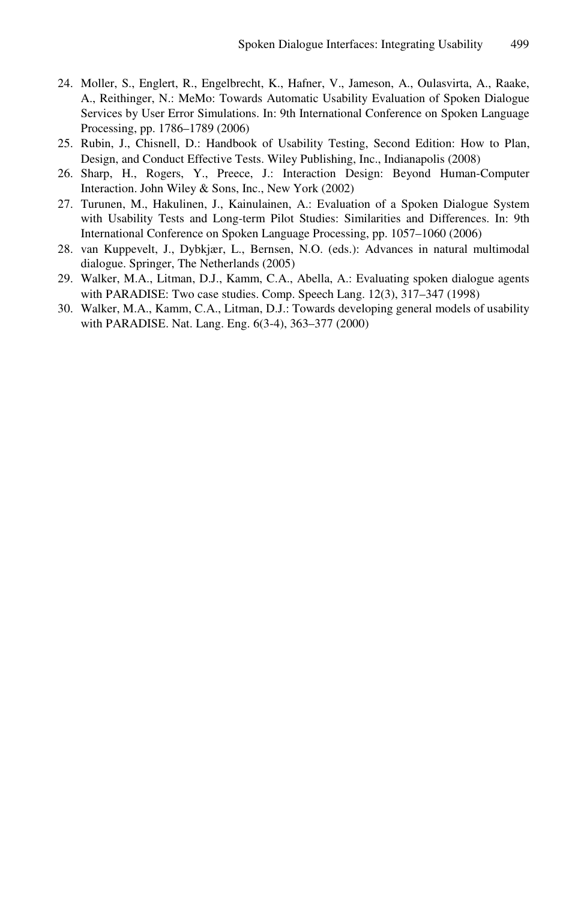24. Moller, S., Englert, R., Engelbrecht, K., Hafner, V., Jameson, A., Oulasvirta, A., Raake, A., Reithinger, N.: MeMo: Towards Automatic Usability Evaluation of Spoken Dialogue Services by User Error Simulations. In: 9th International Conference on Spoken Language Processing, pp. 1786–1789 (2006)
25. Rubin, J., Chisnell, D.: Handbook of Usability Testing, Second Edition: How to Plan, Design, and Conduct Effective Tests. Wiley Publishing, Inc., Indianapolis (2008)
26. Sharp, H., Rogers, Y., Preece, J.: Interaction Design: Beyond Human-Computer Interaction. John Wiley & Sons, Inc., New York (2002)
27. Turunen, M., Hakulinen, J., Kainulainen, A.: Evaluation of a Spoken Dialogue System with Usability Tests and Long-term Pilot Studies: Similarities and Differences. In: 9th International Conference on Spoken Language Processing, pp. 1057–1060 (2006)
28. van Kuppevelt, J., Dybkjær, L., Bernsen, N.O. (eds.): Advances in natural multimodal dialogue. Springer, The Netherlands (2005)
29. Walker, M.A., Litman, D.J., Kamm, C.A., Abella, A.: Evaluating spoken dialogue agents with PARADISE: Two case studies. Comp. Speech Lang. 12(3), 317–347 (1998)
30. Walker, M.A., Kamm, C.A., Litman, D.J.: Towards developing general models of usability with PARADISE. Nat. Lang. Eng. 6(3-4), 363–377 (2000)